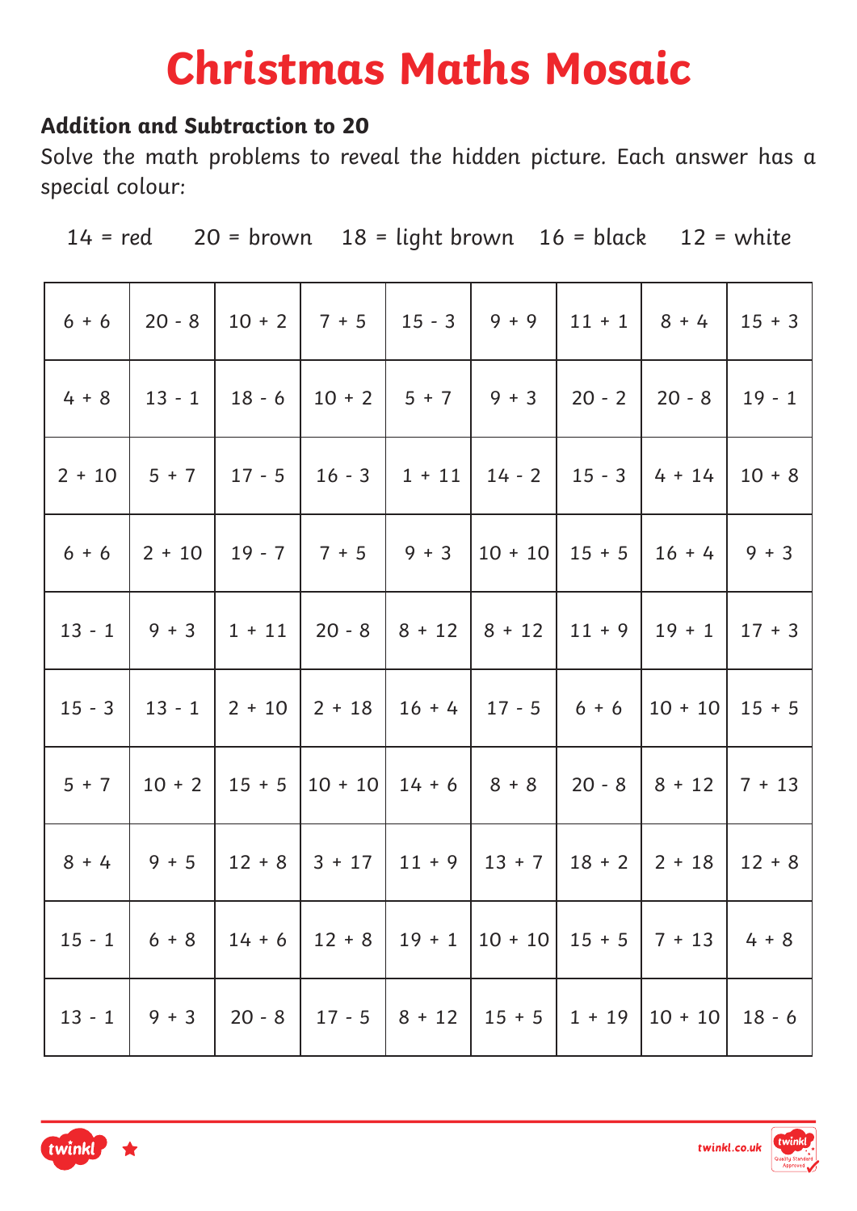# Christmas Maths Mosaic

**Addition and Subtraction to 20**

Solve the math problems to reveal the hidden picture. Each answer has a special colour:

14 = red 20 = brown 18 = light brown 16 = black 12 = white

| | | | | | | | | |
|---|---|---|---|---|---|---|---|---|
| 6 + 6 | 20 - 8 | 10 + 2 | 7 + 5 | 15 - 3 | 9 + 9 | 11 + 1 | 8 + 4 | 15 + 3 |
| 4 + 8 | 13 - 1 | 18 - 6 | 10 + 2 | 5 + 7 | 9 + 3 | 20 - 2 | 20 - 8 | 19 - 1 |
| 2 + 10 | 5 + 7 | 17 - 5 | 16 - 3 | 1 + 11 | 14 - 2 | 15 - 3 | 4 + 14 | 10 + 8 |
| 6 + 6 | 2 + 10 | 19 - 7 | 7 + 5 | 9 + 3 | 10 + 10 | 15 + 5 | 16 + 4 | 9 + 3 |
| 13 - 1 | 9 + 3 | 1 + 11 | 20 - 8 | 8 + 12 | 8 + 12 | 11 + 9 | 19 + 1 | 17 + 3 |
| 15 - 3 | 13 - 1 | 2 + 10 | 2 + 18 | 16 + 4 | 17 - 5 | 6 + 6 | 10 + 10 | 15 + 5 |
| 5 + 7 | 10 + 2 | 15 + 5 | 10 + 10 | 14 + 6 | 8 + 8 | 20 - 8 | 8 + 12 | 7 + 13 |
| 8 + 4 | 9 + 5 | 12 + 8 | 3 + 17 | 11 + 9 | 13 + 7 | 18 + 2 | 2 + 18 | 12 + 8 |
| 15 - 1 | 6 + 8 | 14 + 6 | 12 + 8 | 19 + 1 | 10 + 10 | 15 + 5 | 7 + 13 | 4 + 8 |
| 13 - 1 | 9 + 3 | 20 - 8 | 17 - 5 | 8 + 12 | 15 + 5 | 1 + 19 | 10 + 10 | 18 - 6 |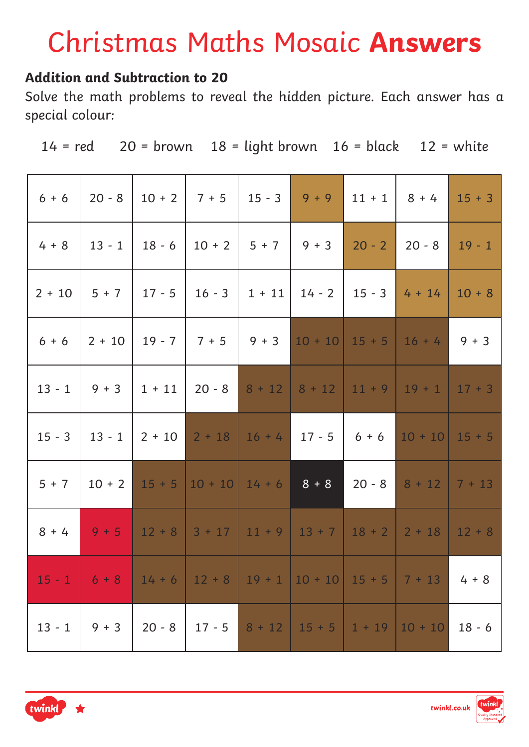# Christmas Maths Mosaic **Answers**

**Addition and Subtraction to 20**

Solve the math problems to reveal the hidden picture. Each answer has a special colour:

14 = red    20 = brown    18 = light brown    16 = black    12 = white

| | | | | | | | | |
|---|---|---|---|---|---|---|---|---|
| 6 + 6 | 20 - 8 | 10 + 2 | 7 + 5 | 15 - 3 | 9 + 9 | 11 + 1 | 8 + 4 | 15 + 3 |
| 4 + 8 | 13 - 1 | 18 - 6 | 10 + 2 | 5 + 7 | 9 + 3 | 20 - 2 | 20 - 8 | 19 - 1 |
| 2 + 10 | 5 + 7 | 17 - 5 | 16 - 3 | 1 + 11 | 14 - 2 | 15 - 3 | 4 + 14 | 10 + 8 |
| 6 + 6 | 2 + 10 | 19 - 7 | 7 + 5 | 9 + 3 | 10 + 10 | 15 + 5 | 16 + 4 | 9 + 3 |
| 13 - 1 | 9 + 3 | 1 + 11 | 20 - 8 | 8 + 12 | 8 + 12 | 11 + 9 | 19 + 1 | 17 + 3 |
| 15 - 3 | 13 - 1 | 2 + 10 | 2 + 18 | 16 + 4 | 17 - 5 | 6 + 6 | 10 + 10 | 15 + 5 |
| 5 + 7 | 10 + 2 | 15 + 5 | 10 + 10 | 14 + 6 | 8 + 8 | 20 - 8 | 8 + 12 | 7 + 13 |
| 8 + 4 | 9 + 5 | 12 + 8 | 3 + 17 | 11 + 9 | 13 + 7 | 18 + 2 | 2 + 18 | 12 + 8 |
| 15 - 1 | 6 + 8 | 14 + 6 | 12 + 8 | 19 + 1 | 10 + 10 | 15 + 5 | 7 + 13 | 4 + 8 |
| 13 - 1 | 9 + 3 | 20 - 8 | 17 - 5 | 8 + 12 | 15 + 5 | 1 + 19 | 10 + 10 | 18 - 6 |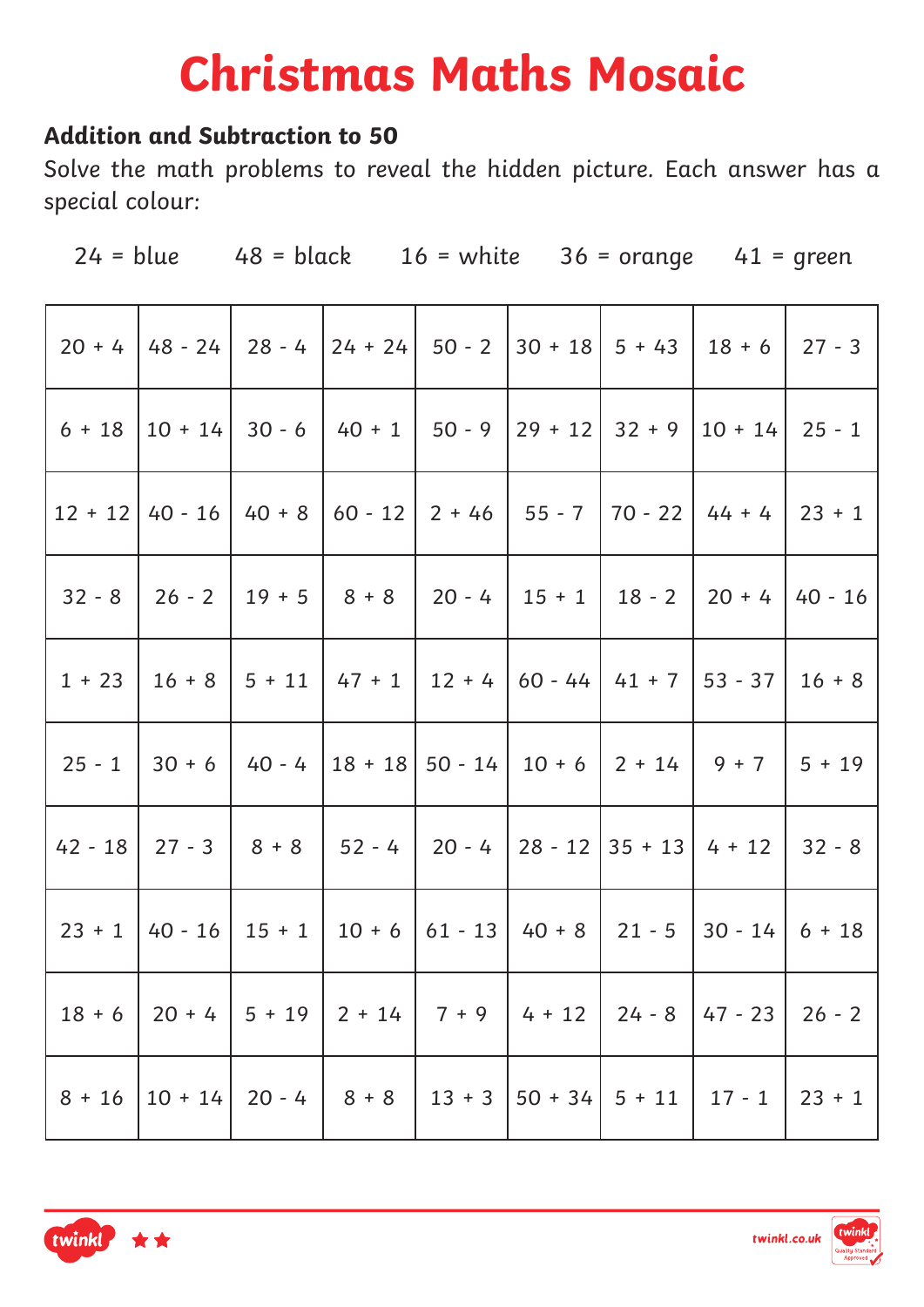# Christmas Maths Mosaic

**Addition and Subtraction to 50**

Solve the math problems to reveal the hidden picture. Each answer has a special colour:

24 = blue     48 = black     16 = white     36 = orange     41 = green

| | | | | | | | | |
|---|---|---|---|---|---|---|---|---|
| 20 + 4 | 48 - 24 | 28 - 4 | 24 + 24 | 50 - 2 | 30 + 18 | 5 + 43 | 18 + 6 | 27 - 3 |
| 6 + 18 | 10 + 14 | 30 - 6 | 40 + 1 | 50 - 9 | 29 + 12 | 32 + 9 | 10 + 14 | 25 - 1 |
| 12 + 12 | 40 - 16 | 40 + 8 | 60 - 12 | 2 + 46 | 55 - 7 | 70 - 22 | 44 + 4 | 23 + 1 |
| 32 - 8 | 26 - 2 | 19 + 5 | 8 + 8 | 20 - 4 | 15 + 1 | 18 - 2 | 20 + 4 | 40 - 16 |
| 1 + 23 | 16 + 8 | 5 + 11 | 47 + 1 | 12 + 4 | 60 - 44 | 41 + 7 | 53 - 37 | 16 + 8 |
| 25 - 1 | 30 + 6 | 40 - 4 | 18 + 18 | 50 - 14 | 10 + 6 | 2 + 14 | 9 + 7 | 5 + 19 |
| 42 - 18 | 27 - 3 | 8 + 8 | 52 - 4 | 20 - 4 | 28 - 12 | 35 + 13 | 4 + 12 | 32 - 8 |
| 23 + 1 | 40 - 16 | 15 + 1 | 10 + 6 | 61 - 13 | 40 + 8 | 21 - 5 | 30 - 14 | 6 + 18 |
| 18 + 6 | 20 + 4 | 5 + 19 | 2 + 14 | 7 + 9 | 4 + 12 | 24 - 8 | 47 - 23 | 26 - 2 |
| 8 + 16 | 10 + 14 | 20 - 4 | 8 + 8 | 13 + 3 | 50 + 34 | 5 + 11 | 17 - 1 | 23 + 1 |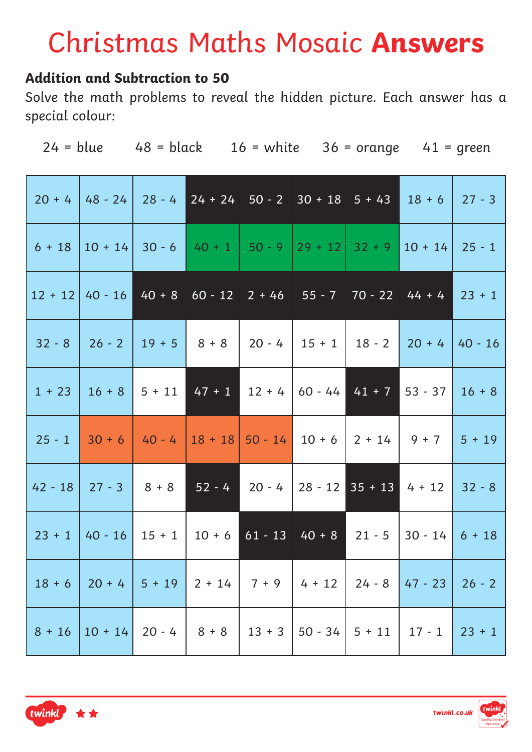# Christmas Maths Mosaic **Answers**

**Addition and Subtraction to 50**

Solve the math problems to reveal the hidden picture. Each answer has a special colour:

24 = blue    48 = black    16 = white    36 = orange    41 = green

| | | | | | | | | |
|---|---|---|---|---|---|---|---|---|
| 20 + 4 | 48 - 24 | 28 - 4 | 24 + 24 | 50 - 2 | 30 + 18 | 5 + 43 | 18 + 6 | 27 - 3 |
| 6 + 18 | 10 + 14 | 30 - 6 | 40 + 1 | 50 - 9 | 29 + 12 | 32 + 9 | 10 + 14 | 25 - 1 |
| 12 + 12 | 40 - 16 | 40 + 8 | 60 - 12 | 2 + 46 | 55 - 7 | 70 - 22 | 44 + 4 | 23 + 1 |
| 32 - 8 | 26 - 2 | 19 + 5 | 8 + 8 | 20 - 4 | 15 + 1 | 18 - 2 | 20 + 4 | 40 - 16 |
| 1 + 23 | 16 + 8 | 5 + 11 | 47 + 1 | 12 + 4 | 60 - 44 | 41 + 7 | 53 - 37 | 16 + 8 |
| 25 - 1 | 30 + 6 | 40 - 4 | 18 + 18 | 50 - 14 | 10 + 6 | 2 + 14 | 9 + 7 | 5 + 19 |
| 42 - 18 | 27 - 3 | 8 + 8 | 52 - 4 | 20 - 4 | 28 - 12 | 35 + 13 | 4 + 12 | 32 - 8 |
| 23 + 1 | 40 - 16 | 15 + 1 | 10 + 6 | 61 - 13 | 40 + 8 | 21 - 5 | 30 - 14 | 6 + 18 |
| 18 + 6 | 20 + 4 | 5 + 19 | 2 + 14 | 7 + 9 | 4 + 12 | 24 - 8 | 47 - 23 | 26 - 2 |
| 8 + 16 | 10 + 14 | 20 - 4 | 8 + 8 | 13 + 3 | 50 - 34 | 5 + 11 | 17 - 1 | 23 + 1 |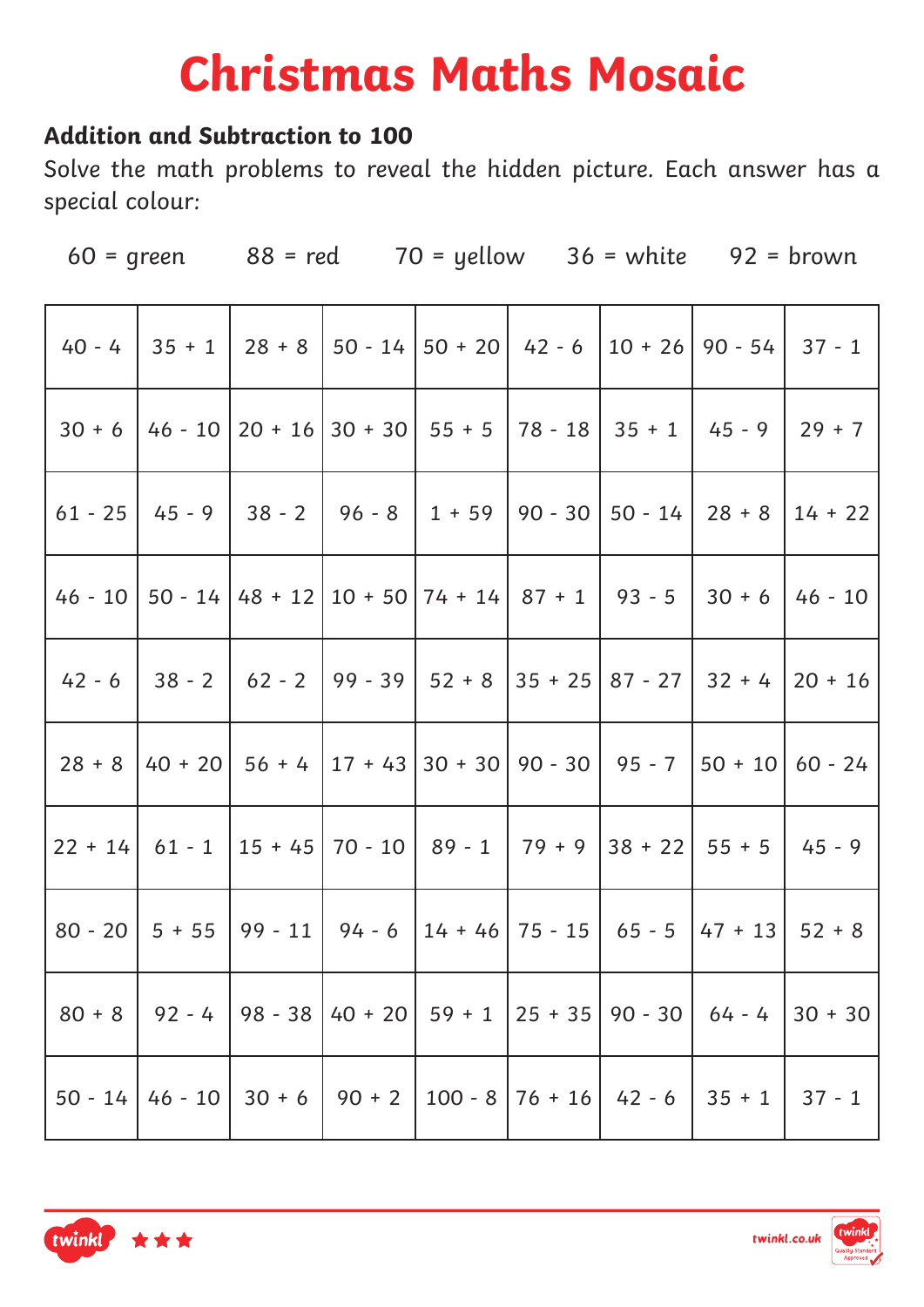# Christmas Maths Mosaic

**Addition and Subtraction to 100**

Solve the math problems to reveal the hidden picture. Each answer has a special colour:

60 = green 88 = red 70 = yellow 36 = white 92 = brown

| | | | | | | | | |
|---|---|---|---|---|---|---|---|---|
| 40 - 4 | 35 + 1 | 28 + 8 | 50 - 14 | 50 + 20 | 42 - 6 | 10 + 26 | 90 - 54 | 37 - 1 |
| 30 + 6 | 46 - 10 | 20 + 16 | 30 + 30 | 55 + 5 | 78 - 18 | 35 + 1 | 45 - 9 | 29 + 7 |
| 61 - 25 | 45 - 9 | 38 - 2 | 96 - 8 | 1 + 59 | 90 - 30 | 50 - 14 | 28 + 8 | 14 + 22 |
| 46 - 10 | 50 - 14 | 48 + 12 | 10 + 50 | 74 + 14 | 87 + 1 | 93 - 5 | 30 + 6 | 46 - 10 |
| 42 - 6 | 38 - 2 | 62 - 2 | 99 - 39 | 52 + 8 | 35 + 25 | 87 - 27 | 32 + 4 | 20 + 16 |
| 28 + 8 | 40 + 20 | 56 + 4 | 17 + 43 | 30 + 30 | 90 - 30 | 95 - 7 | 50 + 10 | 60 - 24 |
| 22 + 14 | 61 - 1 | 15 + 45 | 70 - 10 | 89 - 1 | 79 + 9 | 38 + 22 | 55 + 5 | 45 - 9 |
| 80 - 20 | 5 + 55 | 99 - 11 | 94 - 6 | 14 + 46 | 75 - 15 | 65 - 5 | 47 + 13 | 52 + 8 |
| 80 + 8 | 92 - 4 | 98 - 38 | 40 + 20 | 59 + 1 | 25 + 35 | 90 - 30 | 64 - 4 | 30 + 30 |
| 50 - 14 | 46 - 10 | 30 + 6 | 90 + 2 | 100 - 8 | 76 + 16 | 42 - 6 | 35 + 1 | 37 - 1 |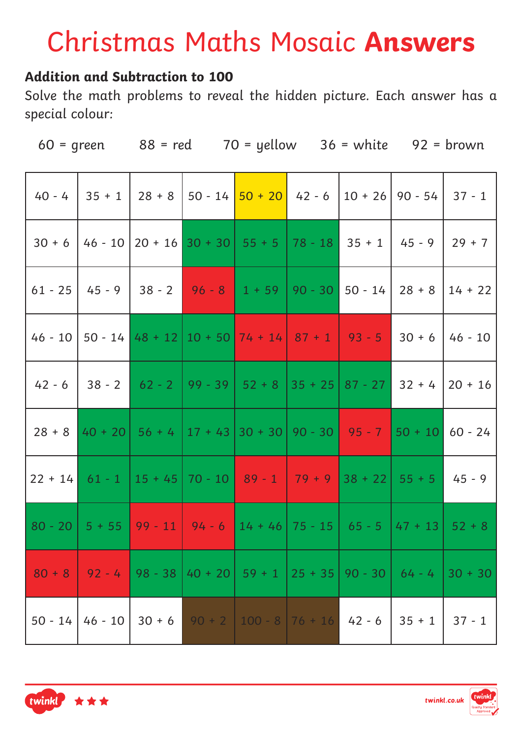# Christmas Maths Mosaic **Answers**

**Addition and Subtraction to 100**

Solve the math problems to reveal the hidden picture. Each answer has a special colour:

60 = green     88 = red     70 = yellow     36 = white     92 = brown

| | | | | | | | | |
|---|---|---|---|---|---|---|---|---|
| 40 - 4 | 35 + 1 | 28 + 8 | 50 - 14 | 50 + 20 | 42 - 6 | 10 + 26 | 90 - 54 | 37 - 1 |
| 30 + 6 | 46 - 10 | 20 + 16 | 30 + 30 | 55 + 5 | 78 - 18 | 35 + 1 | 45 - 9 | 29 + 7 |
| 61 - 25 | 45 - 9 | 38 - 2 | 96 - 8 | 1 + 59 | 90 - 30 | 50 - 14 | 28 + 8 | 14 + 22 |
| 46 - 10 | 50 - 14 | 48 + 12 | 10 + 50 | 74 + 14 | 87 + 1 | 93 - 5 | 30 + 6 | 46 - 10 |
| 42 - 6 | 38 - 2 | 62 - 2 | 99 - 39 | 52 + 8 | 35 + 25 | 87 - 27 | 32 + 4 | 20 + 16 |
| 28 + 8 | 40 + 20 | 56 + 4 | 17 + 43 | 30 + 30 | 90 - 30 | 95 - 7 | 50 + 10 | 60 - 24 |
| 22 + 14 | 61 - 1 | 15 + 45 | 70 - 10 | 89 - 1 | 79 + 9 | 38 + 22 | 55 + 5 | 45 - 9 |
| 80 - 20 | 5 + 55 | 99 - 11 | 94 - 6 | 14 + 46 | 75 - 15 | 65 - 5 | 47 + 13 | 52 + 8 |
| 80 + 8 | 92 - 4 | 98 - 38 | 40 + 20 | 59 + 1 | 25 + 35 | 90 - 30 | 64 - 4 | 30 + 30 |
| 50 - 14 | 46 - 10 | 30 + 6 | 90 + 2 | 100 - 8 | 76 + 16 | 42 - 6 | 35 + 1 | 37 - 1 |